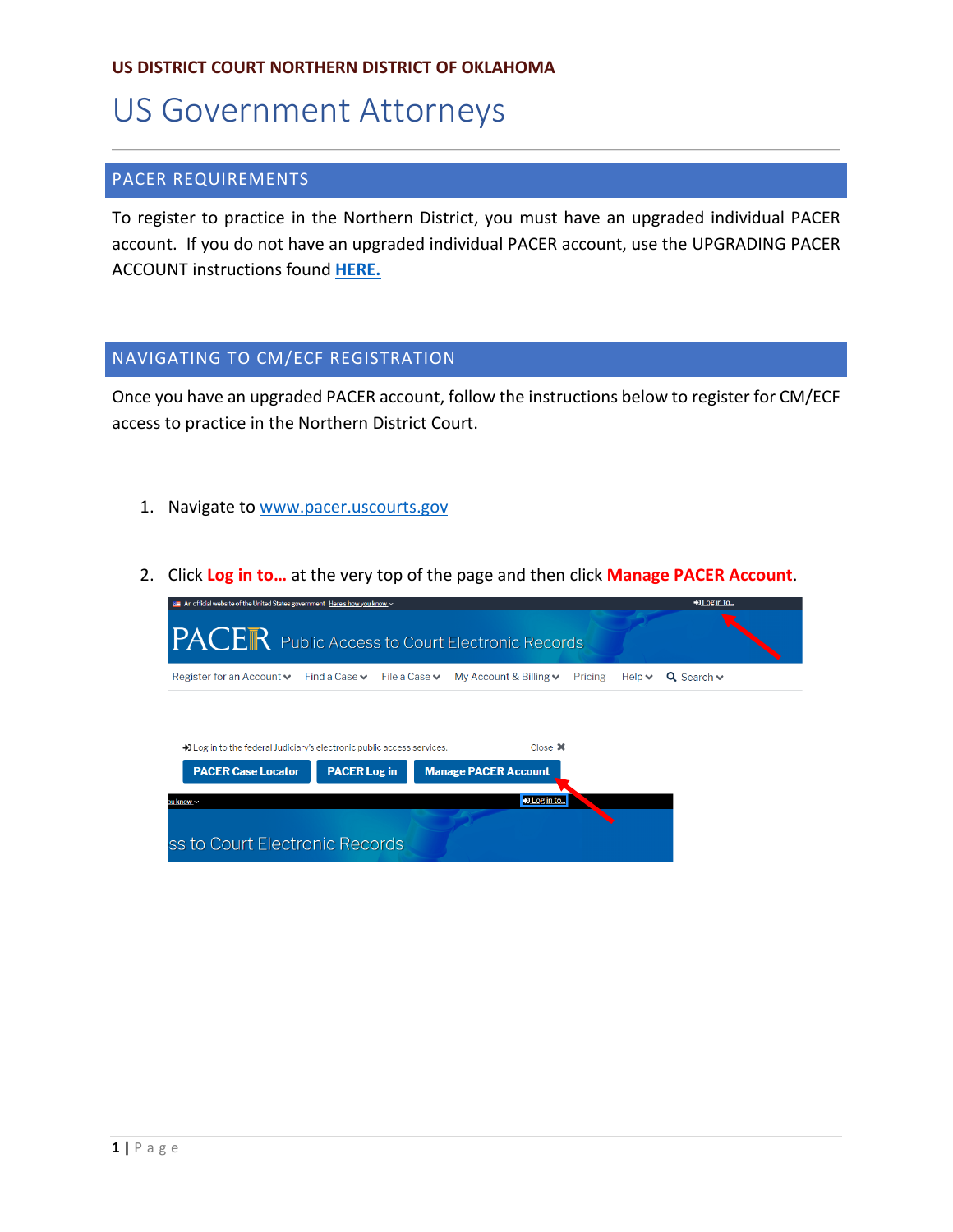**US DISTRICT COURT NORTHERN DISTRICT OF OKLAHOMA**

# US Government Attorneys

## PACER REQUIREMENTS

To register to practice in the Northern District, you must have an upgraded individual PACER account. If you do not have an upgraded individual PACER account, use the UPGRADING PACER ACCOUNT instructions found **HERE.**

## NAVIGATING TO CM/ECF REGISTRATION

Once you have an upgraded PACER account, follow the instructions below to register for CM/ECF access to practice in the Northern District Court.

1. Navigate to www.pacer.uscourts.gov
2. Click **Log in to…** at the very top of the page and then click **Manage PACER Account**.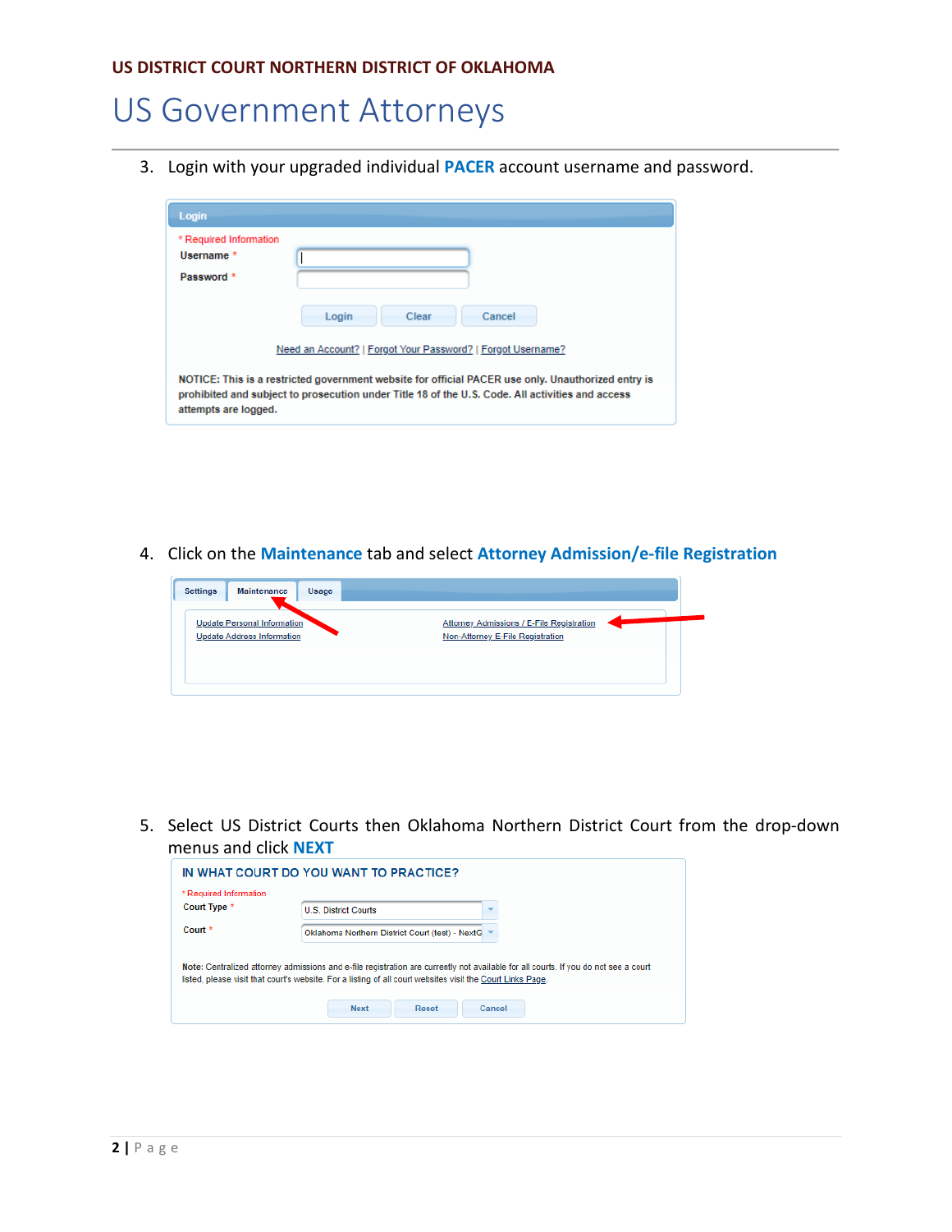US DISTRICT COURT NORTHERN DISTRICT OF OKLAHOMA

# US Government Attorneys

3. Login with your upgraded individual **PACER** account username and password.

4. Click on the **Maintenance** tab and select **Attorney Admission/e-file Registration**

5. Select US District Courts then Oklahoma Northern District Court from the drop-down menus and click **NEXT**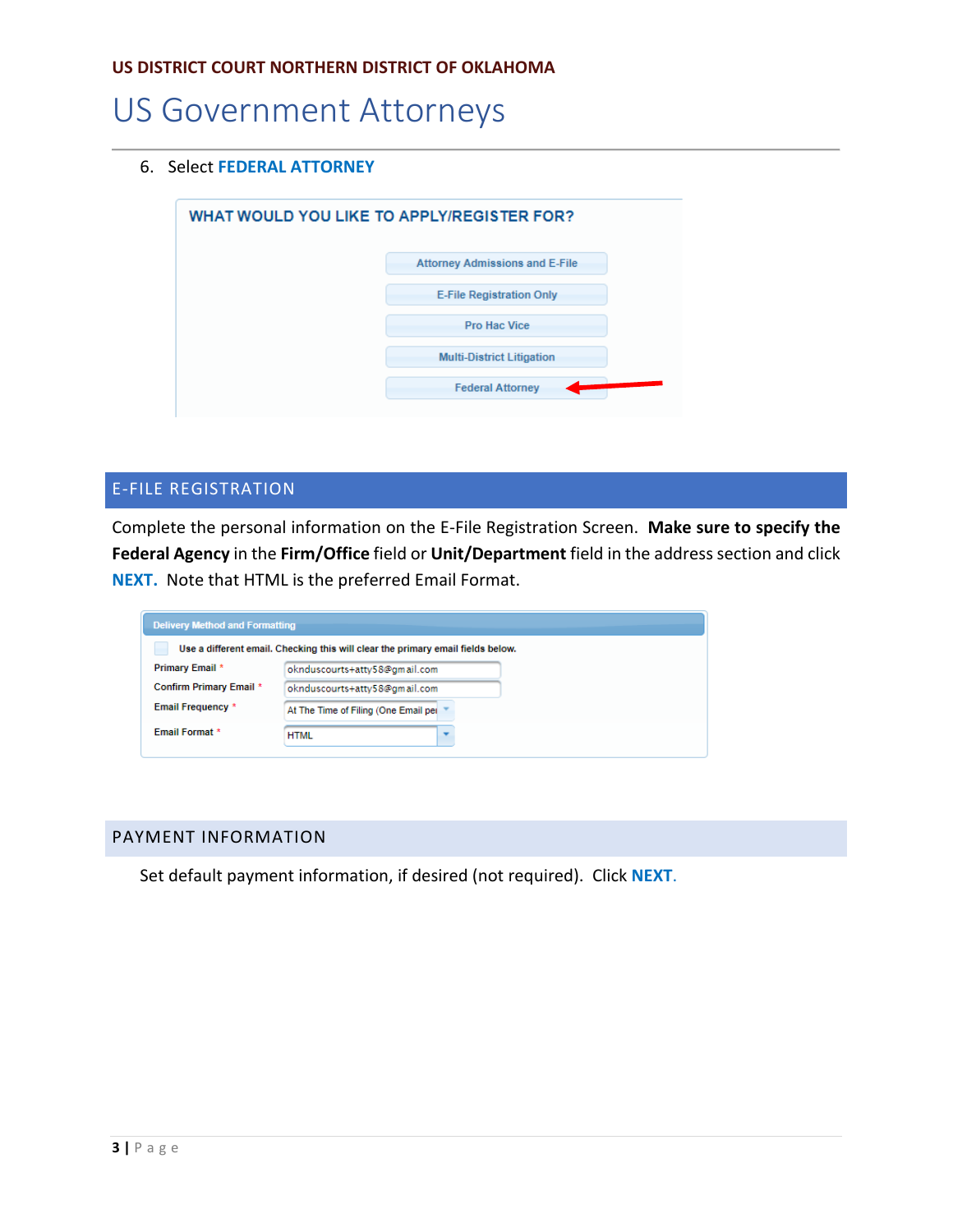US DISTRICT COURT NORTHERN DISTRICT OF OKLAHOMA

# US Government Attorneys

6. Select **FEDERAL ATTORNEY**

## E-FILE REGISTRATION

Complete the personal information on the E-File Registration Screen. **Make sure to specify the Federal Agency** in the **Firm/Office** field or **Unit/Department** field in the address section and click **NEXT.** Note that HTML is the preferred Email Format.

## PAYMENT INFORMATION

Set default payment information, if desired (not required). Click **NEXT**.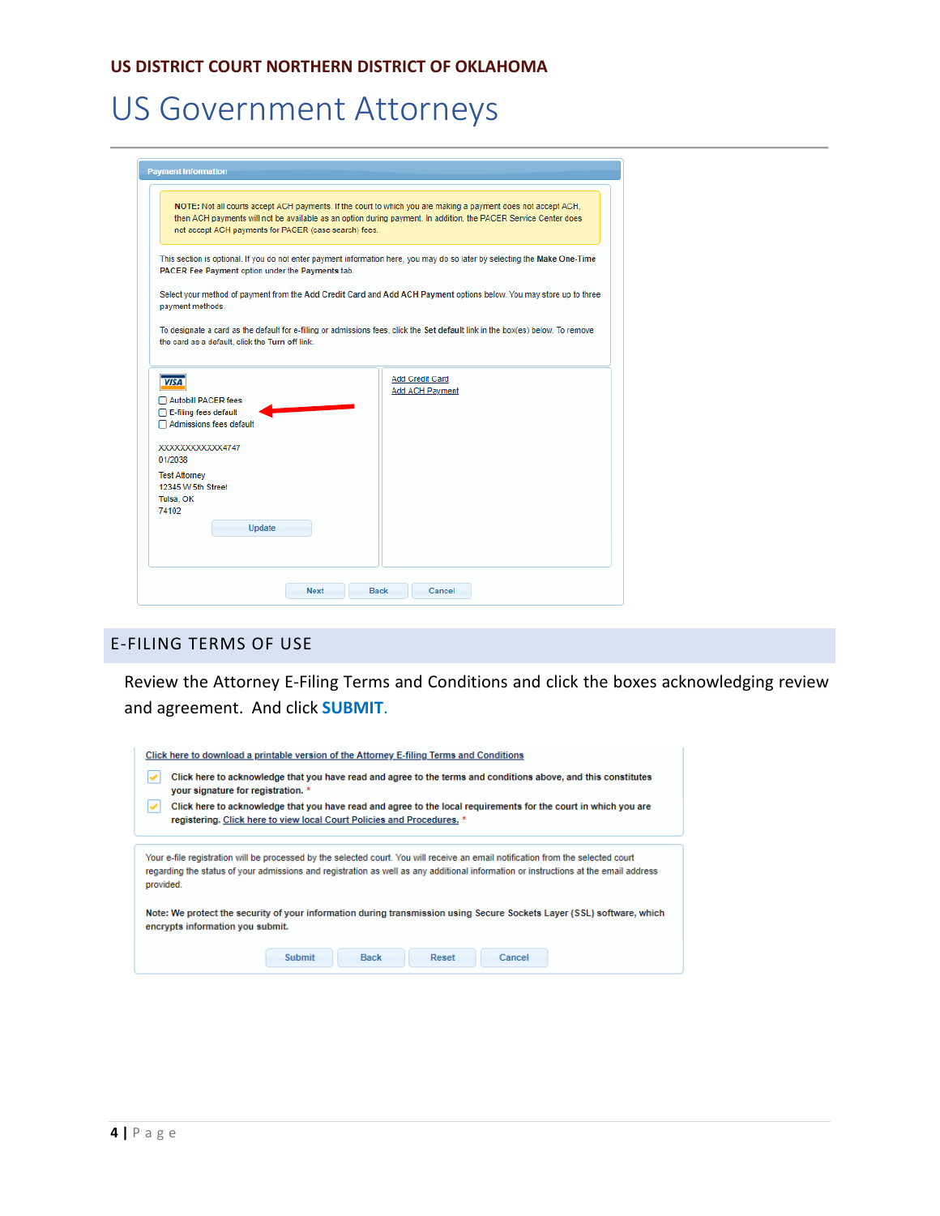## E-FILING TERMS OF USE

Review the Attorney E-Filing Terms and Conditions and click the boxes acknowledging review and agreement. And click **SUBMIT**.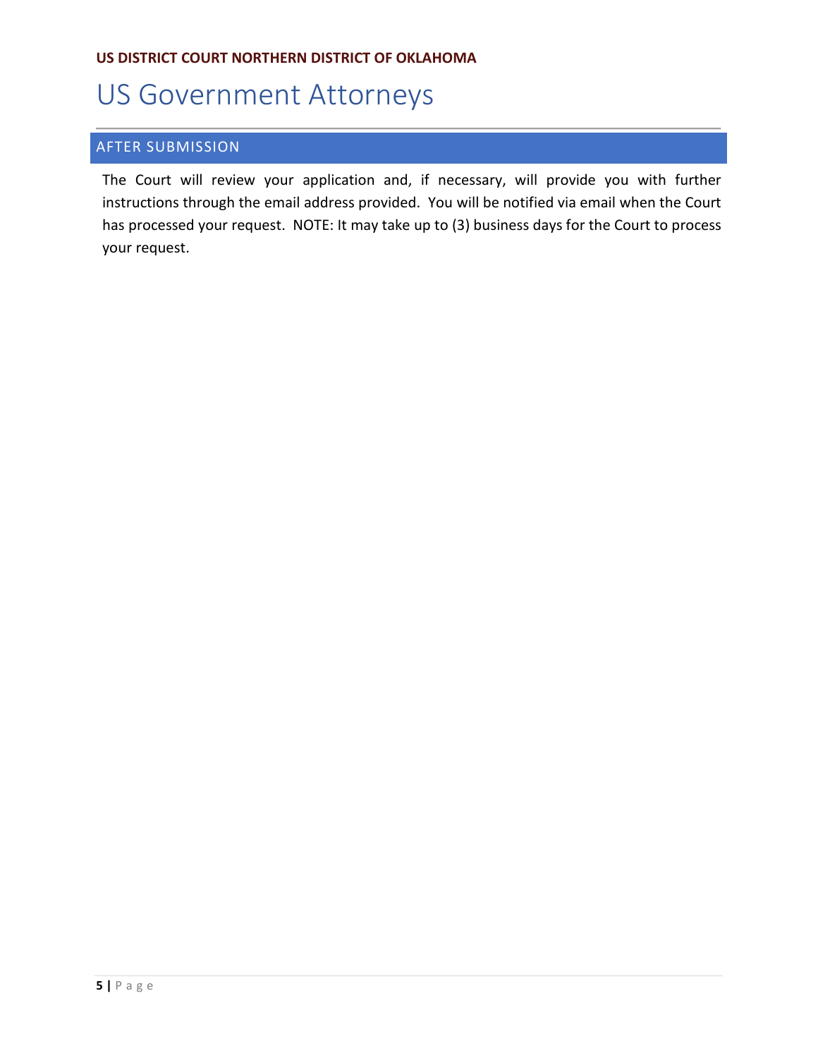# US Government Attorneys

## AFTER SUBMISSION

The Court will review your application and, if necessary, will provide you with further instructions through the email address provided. You will be notified via email when the Court has processed your request. NOTE: It may take up to (3) business days for the Court to process your request.